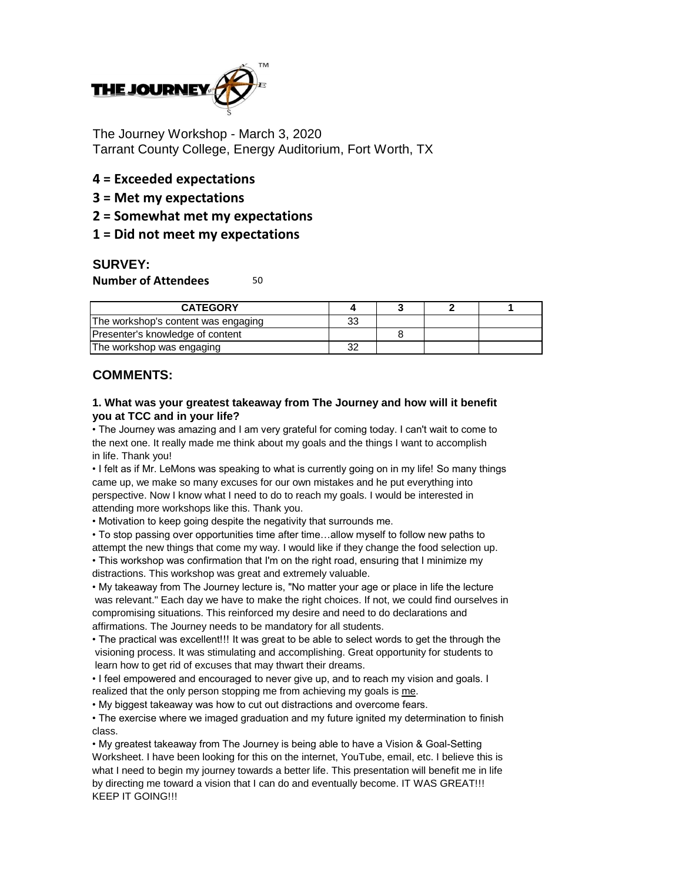The Journey Workshop - March 3, 2020
Tarrant County College, Energy Auditorium, Fort Worth, TX

**4 = Exceeded expectations**

**3 = Met my expectations**

**2 = Somewhat met my expectations**

**1 = Did not meet my expectations**

## SURVEY:

**Number of Attendees** 50

| CATEGORY | 4 | 3 | 2 | 1 |
|---|---|---|---|---|
| The workshop's content was engaging | 33 | | | |
| Presenter's knowledge of content | | 8 | | |
| The workshop was engaging | 32 | | | |

## COMMENTS:

**1. What was your greatest takeaway from The Journey and how will it benefit you at TCC and in your life?**

• The Journey was amazing and I am very grateful for coming today. I can't wait to come to the next one. It really made me think about my goals and the things I want to accomplish in life. Thank you!

• I felt as if Mr. LeMons was speaking to what is currently going on in my life! So many things came up, we make so many excuses for our own mistakes and he put everything into perspective. Now I know what I need to do to reach my goals. I would be interested in attending more workshops like this. Thank you.

• Motivation to keep going despite the negativity that surrounds me.

• To stop passing over opportunities time after time…allow myself to follow new paths to attempt the new things that come my way. I would like if they change the food selection up.

• This workshop was confirmation that I'm on the right road, ensuring that I minimize my distractions. This workshop was great and extremely valuable.

• My takeaway from The Journey lecture is, "No matter your age or place in life the lecture was relevant." Each day we have to make the right choices. If not, we could find ourselves in compromising situations. This reinforced my desire and need to do declarations and affirmations. The Journey needs to be mandatory for all students.

• The practical was excellent!!! It was great to be able to select words to get the through the visioning process. It was stimulating and accomplishing. Great opportunity for students to learn how to get rid of excuses that may thwart their dreams.

• I feel empowered and encouraged to never give up, and to reach my vision and goals. I realized that the only person stopping me from achieving my goals is me.

• My biggest takeaway was how to cut out distractions and overcome fears.

• The exercise where we imaged graduation and my future ignited my determination to finish class.

• My greatest takeaway from The Journey is being able to have a Vision & Goal-Setting Worksheet. I have been looking for this on the internet, YouTube, email, etc. I believe this is what I need to begin my journey towards a better life. This presentation will benefit me in life by directing me toward a vision that I can do and eventually become. IT WAS GREAT!!! KEEP IT GOING!!!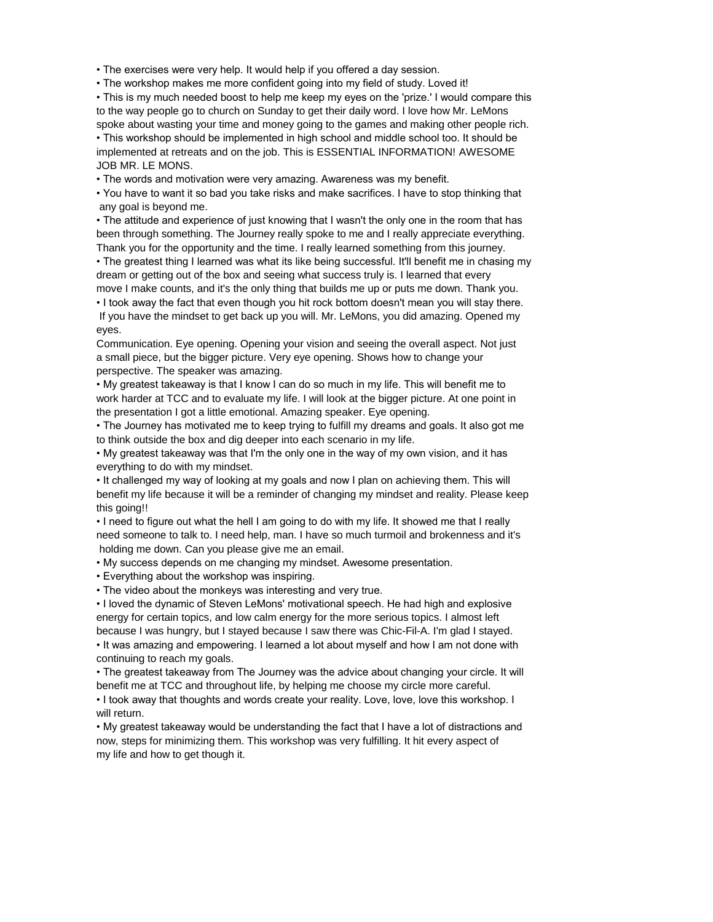- The exercises were very help. It would help if you offered a day session.
- The workshop makes me more confident going into my field of study. Loved it!
- This is my much needed boost to help me keep my eyes on the 'prize.' I would compare this to the way people go to church on Sunday to get their daily word. I love how Mr. LeMons spoke about wasting your time and money going to the games and making other people rich.
- This workshop should be implemented in high school and middle school too. It should be implemented at retreats and on the job. This is ESSENTIAL INFORMATION! AWESOME JOB MR. LE MONS.
- The words and motivation were very amazing. Awareness was my benefit.
- You have to want it so bad you take risks and make sacrifices. I have to stop thinking that any goal is beyond me.
- The attitude and experience of just knowing that I wasn't the only one in the room that has been through something. The Journey really spoke to me and I really appreciate everything. Thank you for the opportunity and the time. I really learned something from this journey.
- The greatest thing I learned was what its like being successful. It'll benefit me in chasing my dream or getting out of the box and seeing what success truly is. I learned that every move I make counts, and it's the only thing that builds me up or puts me down. Thank you.
- I took away the fact that even though you hit rock bottom doesn't mean you will stay there. If you have the mindset to get back up you will. Mr. LeMons, you did amazing. Opened my eyes.

Communication. Eye opening. Opening your vision and seeing the overall aspect. Not just a small piece, but the bigger picture. Very eye opening. Shows how to change your perspective. The speaker was amazing.

- My greatest takeaway is that I know I can do so much in my life. This will benefit me to work harder at TCC and to evaluate my life. I will look at the bigger picture. At one point in the presentation I got a little emotional. Amazing speaker. Eye opening.
- The Journey has motivated me to keep trying to fulfill my dreams and goals. It also got me to think outside the box and dig deeper into each scenario in my life.
- My greatest takeaway was that I'm the only one in the way of my own vision, and it has everything to do with my mindset.
- It challenged my way of looking at my goals and now I plan on achieving them. This will benefit my life because it will be a reminder of changing my mindset and reality. Please keep this going!!
- I need to figure out what the hell I am going to do with my life. It showed me that I really need someone to talk to. I need help, man. I have so much turmoil and brokenness and it's holding me down. Can you please give me an email.
- My success depends on me changing my mindset. Awesome presentation.
- Everything about the workshop was inspiring.
- The video about the monkeys was interesting and very true.
- I loved the dynamic of Steven LeMons' motivational speech. He had high and explosive energy for certain topics, and low calm energy for the more serious topics. I almost left because I was hungry, but I stayed because I saw there was Chic-Fil-A. I'm glad I stayed.
- It was amazing and empowering. I learned a lot about myself and how I am not done with continuing to reach my goals.
- The greatest takeaway from The Journey was the advice about changing your circle. It will benefit me at TCC and throughout life, by helping me choose my circle more careful.
- I took away that thoughts and words create your reality. Love, love, love this workshop. I will return.
- My greatest takeaway would be understanding the fact that I have a lot of distractions and now, steps for minimizing them. This workshop was very fulfilling. It hit every aspect of my life and how to get though it.